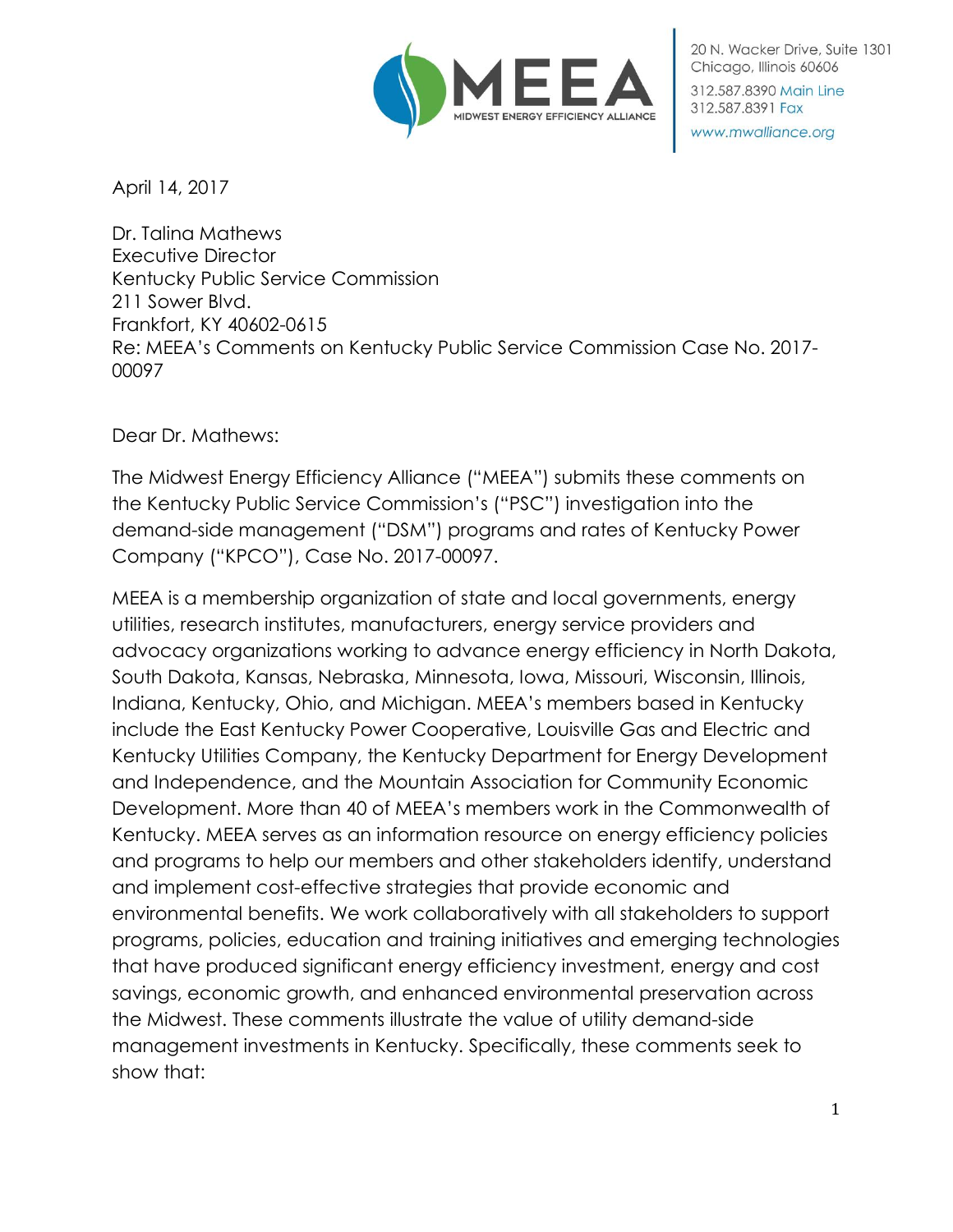20 N. Wacker Drive, Suite 1301
Chicago, Illinois 60606
312.587.8390 Main Line
312.587.8391 Fax
www.mwalliance.org

April 14, 2017

Dr. Talina Mathews
Executive Director
Kentucky Public Service Commission
211 Sower Blvd.
Frankfort, KY 40602-0615
Re: MEEA's Comments on Kentucky Public Service Commission Case No. 2017-00097

Dear Dr. Mathews:

The Midwest Energy Efficiency Alliance ("MEEA") submits these comments on the Kentucky Public Service Commission's ("PSC") investigation into the demand-side management ("DSM") programs and rates of Kentucky Power Company ("KPCO"), Case No. 2017-00097.

MEEA is a membership organization of state and local governments, energy utilities, research institutes, manufacturers, energy service providers and advocacy organizations working to advance energy efficiency in North Dakota, South Dakota, Kansas, Nebraska, Minnesota, Iowa, Missouri, Wisconsin, Illinois, Indiana, Kentucky, Ohio, and Michigan. MEEA's members based in Kentucky include the East Kentucky Power Cooperative, Louisville Gas and Electric and Kentucky Utilities Company, the Kentucky Department for Energy Development and Independence, and the Mountain Association for Community Economic Development. More than 40 of MEEA's members work in the Commonwealth of Kentucky. MEEA serves as an information resource on energy efficiency policies and programs to help our members and other stakeholders identify, understand and implement cost-effective strategies that provide economic and environmental benefits. We work collaboratively with all stakeholders to support programs, policies, education and training initiatives and emerging technologies that have produced significant energy efficiency investment, energy and cost savings, economic growth, and enhanced environmental preservation across the Midwest. These comments illustrate the value of utility demand-side management investments in Kentucky. Specifically, these comments seek to show that: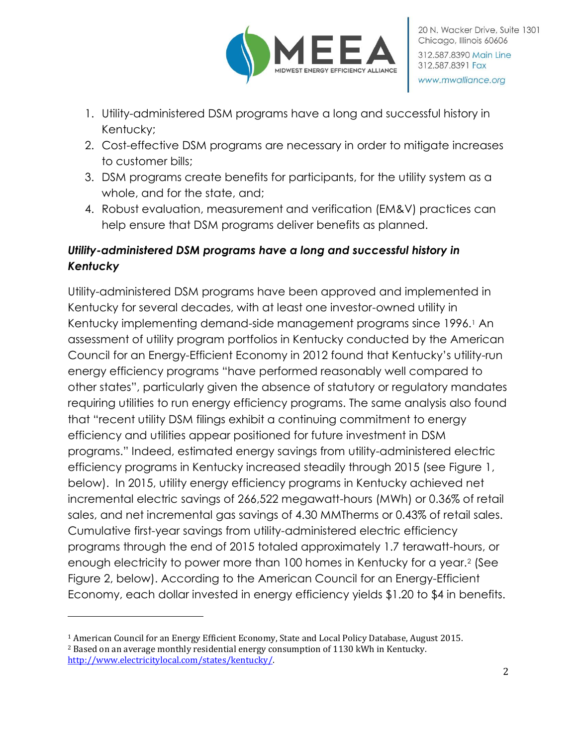1. Utility-administered DSM programs have a long and successful history in Kentucky;
2. Cost-effective DSM programs are necessary in order to mitigate increases to customer bills;
3. DSM programs create benefits for participants, for the utility system as a whole, and for the state, and;
4. Robust evaluation, measurement and verification (EM&V) practices can help ensure that DSM programs deliver benefits as planned.

***Utility-administered DSM programs have a long and successful history in Kentucky***

Utility-administered DSM programs have been approved and implemented in Kentucky for several decades, with at least one investor-owned utility in Kentucky implementing demand-side management programs since 1996.[1] An assessment of utility program portfolios in Kentucky conducted by the American Council for an Energy-Efficient Economy in 2012 found that Kentucky's utility-run energy efficiency programs "have performed reasonably well compared to other states", particularly given the absence of statutory or regulatory mandates requiring utilities to run energy efficiency programs. The same analysis also found that "recent utility DSM filings exhibit a continuing commitment to energy efficiency and utilities appear positioned for future investment in DSM programs." Indeed, estimated energy savings from utility-administered electric efficiency programs in Kentucky increased steadily through 2015 (see Figure 1, below). In 2015, utility energy efficiency programs in Kentucky achieved net incremental electric savings of 266,522 megawatt-hours (MWh) or 0.36% of retail sales, and net incremental gas savings of 4.30 MMTherms or 0.43% of retail sales. Cumulative first-year savings from utility-administered electric efficiency programs through the end of 2015 totaled approximately 1.7 terawatt-hours, or enough electricity to power more than 100 homes in Kentucky for a year.[2] (See Figure 2, below). According to the American Council for an Energy-Efficient Economy, each dollar invested in energy efficiency yields $1.20 to $4 in benefits.

---

[1] American Council for an Energy Efficient Economy, State and Local Policy Database, August 2015.

[2] Based on an average monthly residential energy consumption of 1130 kWh in Kentucky. http://www.electricitylocal.com/states/kentucky/.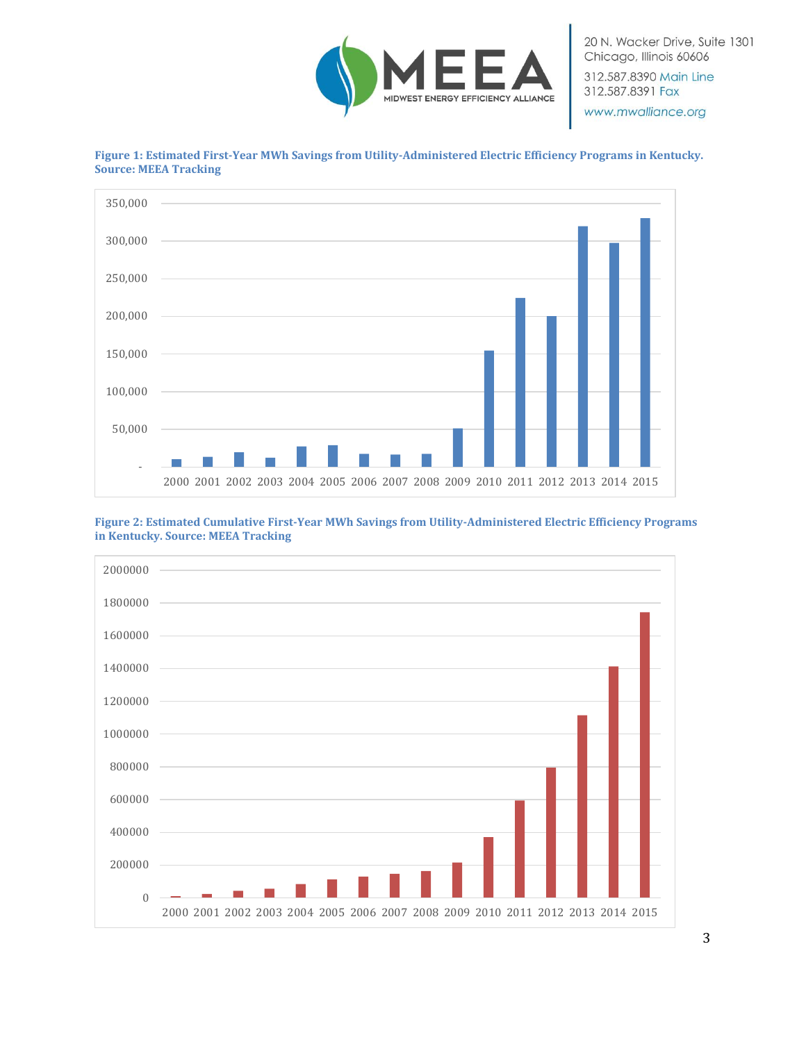**Figure 1: Estimated First-Year MWh Savings from Utility-Administered Electric Efficiency Programs in Kentucky. Source: MEEA Tracking**

**Figure 2: Estimated Cumulative First-Year MWh Savings from Utility-Administered Electric Efficiency Programs in Kentucky. Source: MEEA Tracking**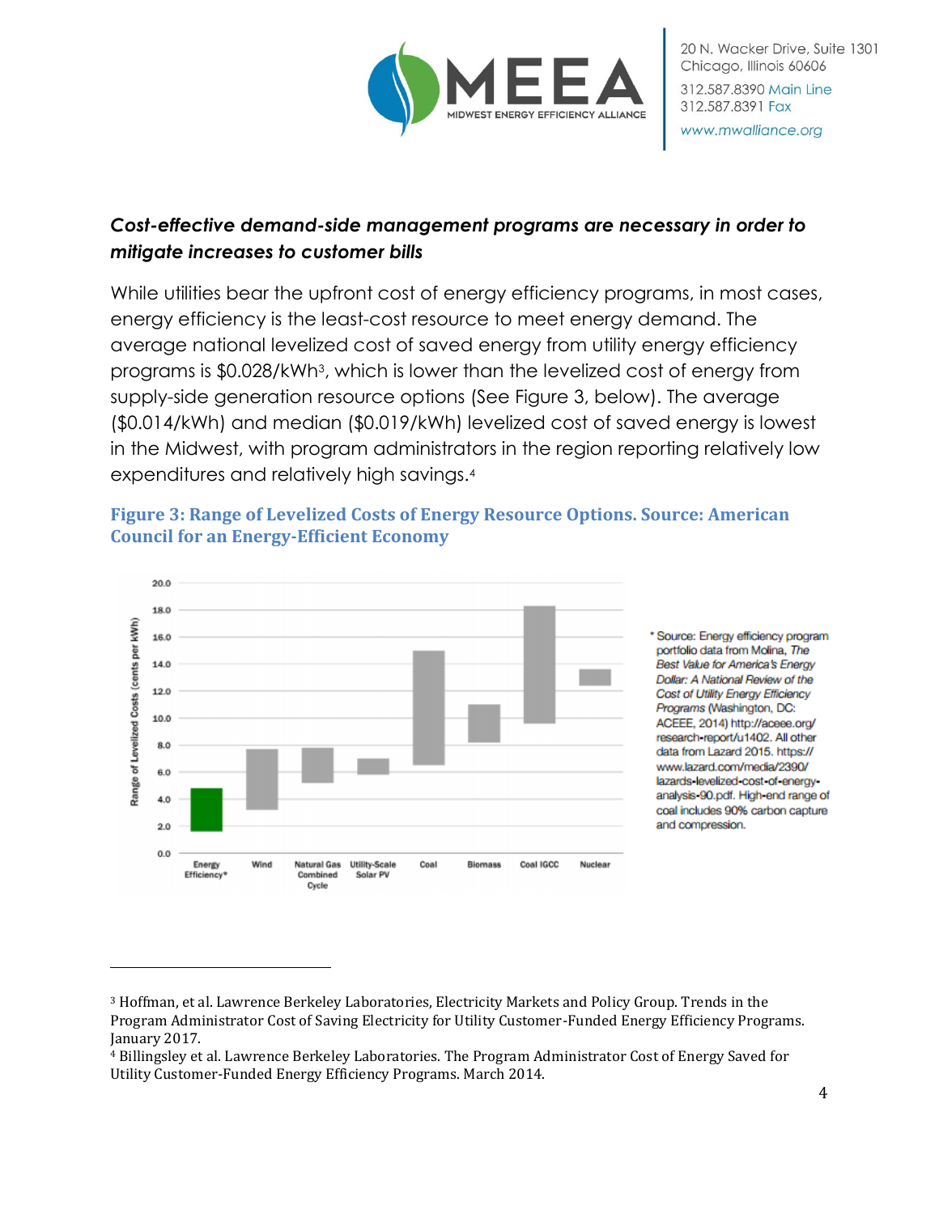### *Cost-effective demand-side management programs are necessary in order to mitigate increases to customer bills*

While utilities bear the upfront cost of energy efficiency programs, in most cases, energy efficiency is the least-cost resource to meet energy demand. The average national levelized cost of saved energy from utility energy efficiency programs is \$0.028/kWh[3], which is lower than the levelized cost of energy from supply-side generation resource options (See Figure 3, below). The average (\$0.014/kWh) and median (\$0.019/kWh) levelized cost of saved energy is lowest in the Midwest, with program administrators in the region reporting relatively low expenditures and relatively high savings.[4]

**Figure 3: Range of Levelized Costs of Energy Resource Options. Source: American Council for an Energy-Efficient Economy**

\* Source: Energy efficiency program portfolio data from Molina, *The Best Value for America's Energy Dollar: A National Review of the Cost of Utility Energy Efficiency Programs* (Washington, DC: ACEEE, 2014) http://aceee.org/research-report/u1402. All other data from Lazard 2015. https://www.lazard.com/media/2390/lazards-levelized-cost-of-energy-analysis-90.pdf. High-end range of coal includes 90% carbon capture and compression.

---

[3] Hoffman, et al. Lawrence Berkeley Laboratories, Electricity Markets and Policy Group. Trends in the Program Administrator Cost of Saving Electricity for Utility Customer-Funded Energy Efficiency Programs. January 2017.

[4] Billingsley et al. Lawrence Berkeley Laboratories. The Program Administrator Cost of Energy Saved for Utility Customer-Funded Energy Efficiency Programs. March 2014.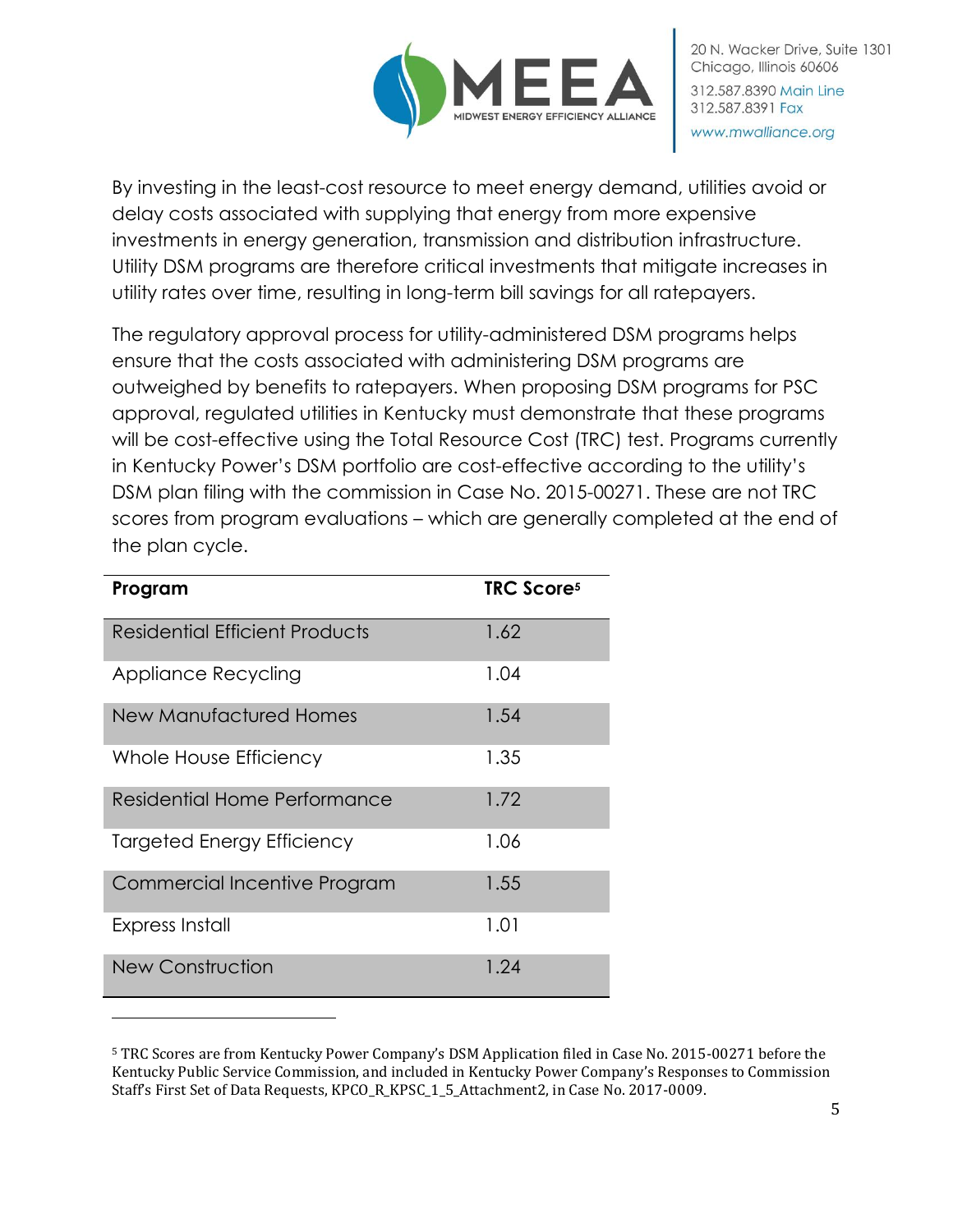By investing in the least-cost resource to meet energy demand, utilities avoid or delay costs associated with supplying that energy from more expensive investments in energy generation, transmission and distribution infrastructure. Utility DSM programs are therefore critical investments that mitigate increases in utility rates over time, resulting in long-term bill savings for all ratepayers.

The regulatory approval process for utility-administered DSM programs helps ensure that the costs associated with administering DSM programs are outweighed by benefits to ratepayers. When proposing DSM programs for PSC approval, regulated utilities in Kentucky must demonstrate that these programs will be cost-effective using the Total Resource Cost (TRC) test. Programs currently in Kentucky Power's DSM portfolio are cost-effective according to the utility's DSM plan filing with the commission in Case No. 2015-00271. These are not TRC scores from program evaluations – which are generally completed at the end of the plan cycle.

| **Program** | **TRC Score[5]** |
|---|---|
| Residential Efficient Products | 1.62 |
| Appliance Recycling | 1.04 |
| New Manufactured Homes | 1.54 |
| Whole House Efficiency | 1.35 |
| Residential Home Performance | 1.72 |
| Targeted Energy Efficiency | 1.06 |
| Commercial Incentive Program | 1.55 |
| Express Install | 1.01 |
| New Construction | 1.24 |

[5] TRC Scores are from Kentucky Power Company's DSM Application filed in Case No. 2015-00271 before the Kentucky Public Service Commission, and included in Kentucky Power Company's Responses to Commission Staff's First Set of Data Requests, KPCO_R_KPSC_1_5_Attachment2, in Case No. 2017-0009.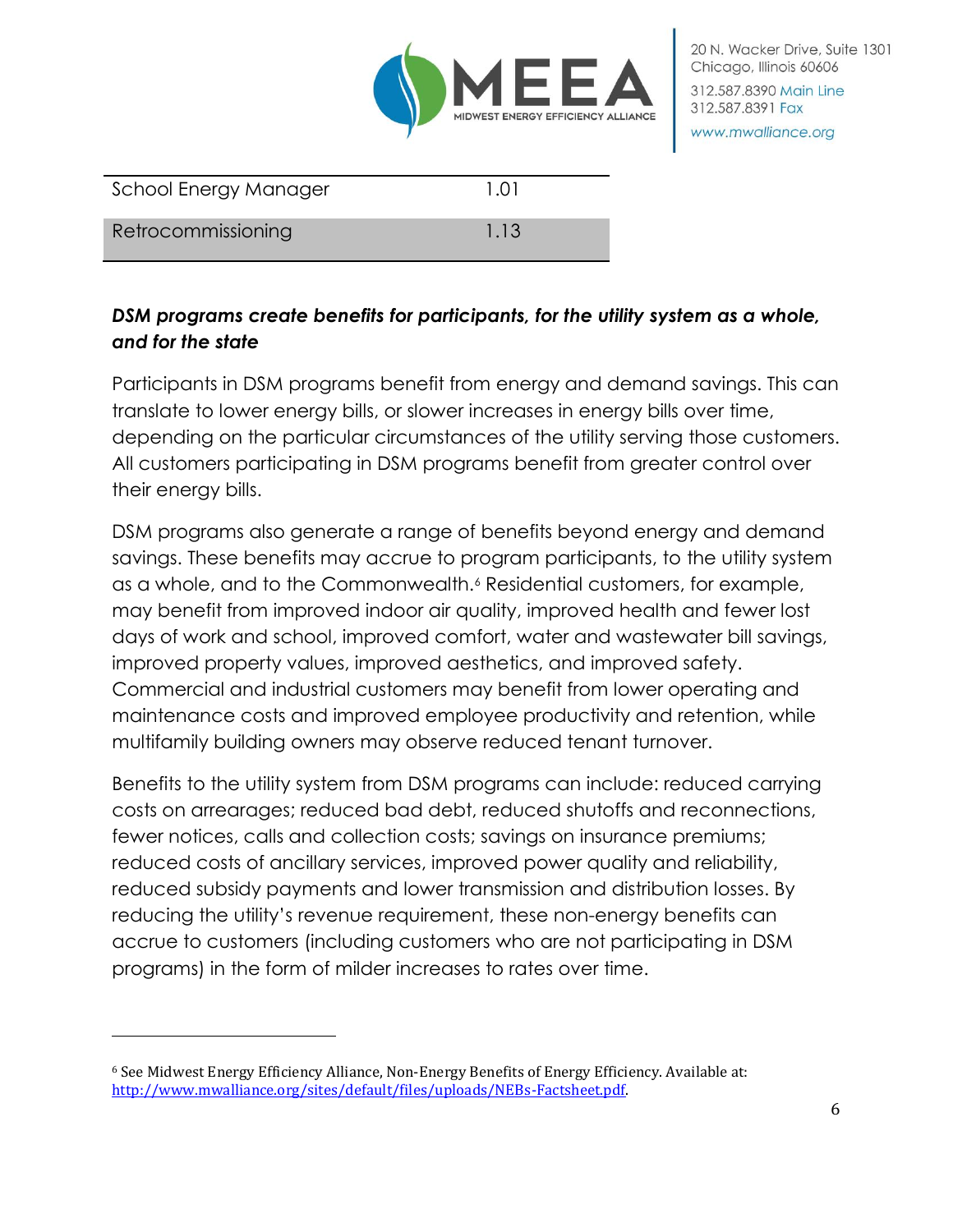| School Energy Manager | 1.01 |
|---|---|
| Retrocommissioning | 1.13 |

***DSM programs create benefits for participants, for the utility system as a whole, and for the state***

Participants in DSM programs benefit from energy and demand savings. This can translate to lower energy bills, or slower increases in energy bills over time, depending on the particular circumstances of the utility serving those customers. All customers participating in DSM programs benefit from greater control over their energy bills.

DSM programs also generate a range of benefits beyond energy and demand savings. These benefits may accrue to program participants, to the utility system as a whole, and to the Commonwealth.[6] Residential customers, for example, may benefit from improved indoor air quality, improved health and fewer lost days of work and school, improved comfort, water and wastewater bill savings, improved property values, improved aesthetics, and improved safety. Commercial and industrial customers may benefit from lower operating and maintenance costs and improved employee productivity and retention, while multifamily building owners may observe reduced tenant turnover.

Benefits to the utility system from DSM programs can include: reduced carrying costs on arrearages; reduced bad debt, reduced shutoffs and reconnections, fewer notices, calls and collection costs; savings on insurance premiums; reduced costs of ancillary services, improved power quality and reliability, reduced subsidy payments and lower transmission and distribution losses. By reducing the utility's revenue requirement, these non-energy benefits can accrue to customers (including customers who are not participating in DSM programs) in the form of milder increases to rates over time.

---

[6] See Midwest Energy Efficiency Alliance, Non-Energy Benefits of Energy Efficiency. Available at: http://www.mwalliance.org/sites/default/files/uploads/NEBs-Factsheet.pdf.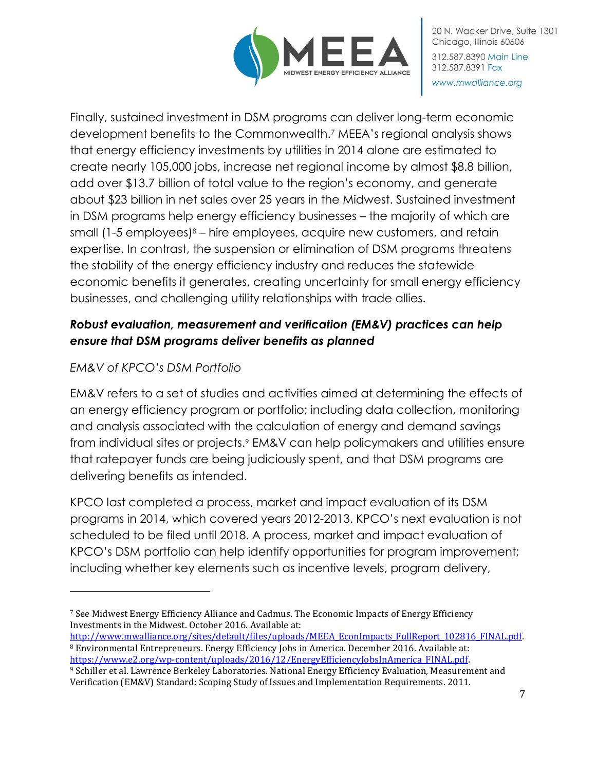Finally, sustained investment in DSM programs can deliver long-term economic development benefits to the Commonwealth.[7] MEEA's regional analysis shows that energy efficiency investments by utilities in 2014 alone are estimated to create nearly 105,000 jobs, increase net regional income by almost $8.8 billion, add over $13.7 billion of total value to the region's economy, and generate about $23 billion in net sales over 25 years in the Midwest. Sustained investment in DSM programs help energy efficiency businesses – the majority of which are small (1-5 employees)[8] – hire employees, acquire new customers, and retain expertise. In contrast, the suspension or elimination of DSM programs threatens the stability of the energy efficiency industry and reduces the statewide economic benefits it generates, creating uncertainty for small energy efficiency businesses, and challenging utility relationships with trade allies.

### ***Robust evaluation, measurement and verification (EM&V) practices can help ensure that DSM programs deliver benefits as planned***

*EM&V of KPCO's DSM Portfolio*

EM&V refers to a set of studies and activities aimed at determining the effects of an energy efficiency program or portfolio; including data collection, monitoring and analysis associated with the calculation of energy and demand savings from individual sites or projects.[9] EM&V can help policymakers and utilities ensure that ratepayer funds are being judiciously spent, and that DSM programs are delivering benefits as intended.

KPCO last completed a process, market and impact evaluation of its DSM programs in 2014, which covered years 2012-2013. KPCO's next evaluation is not scheduled to be filed until 2018. A process, market and impact evaluation of KPCO's DSM portfolio can help identify opportunities for program improvement; including whether key elements such as incentive levels, program delivery,

---

[7] See Midwest Energy Efficiency Alliance and Cadmus. The Economic Impacts of Energy Efficiency Investments in the Midwest. October 2016. Available at: http://www.mwalliance.org/sites/default/files/uploads/MEEA_EconImpacts_FullReport_102816_FINAL.pdf.

[8] Environmental Entrepreneurs. Energy Efficiency Jobs in America. December 2016. Available at: https://www.e2.org/wp-content/uploads/2016/12/EnergyEfficiencyJobsInAmerica_FINAL.pdf.

[9] Schiller et al. Lawrence Berkeley Laboratories. National Energy Efficiency Evaluation, Measurement and Verification (EM&V) Standard: Scoping Study of Issues and Implementation Requirements. 2011.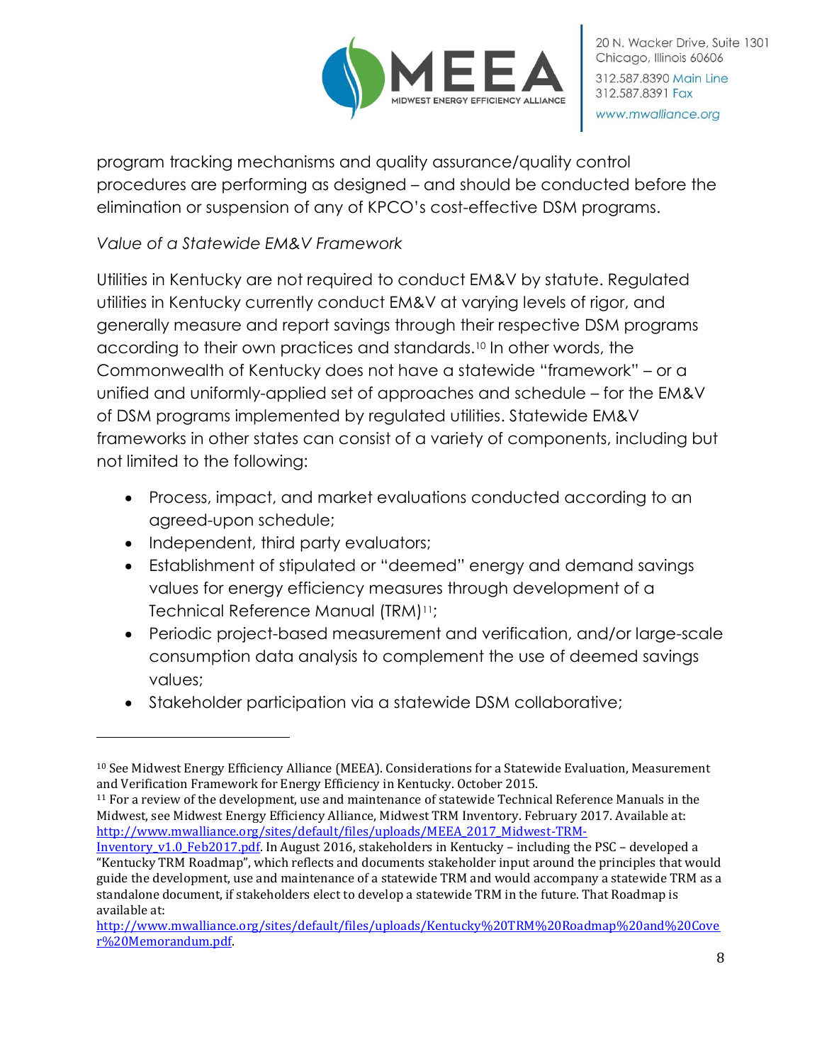program tracking mechanisms and quality assurance/quality control procedures are performing as designed – and should be conducted before the elimination or suspension of any of KPCO's cost-effective DSM programs.

*Value of a Statewide EM&V Framework*

Utilities in Kentucky are not required to conduct EM&V by statute. Regulated utilities in Kentucky currently conduct EM&V at varying levels of rigor, and generally measure and report savings through their respective DSM programs according to their own practices and standards.[10] In other words, the Commonwealth of Kentucky does not have a statewide "framework" – or a unified and uniformly-applied set of approaches and schedule – for the EM&V of DSM programs implemented by regulated utilities. Statewide EM&V frameworks in other states can consist of a variety of components, including but not limited to the following:

- Process, impact, and market evaluations conducted according to an agreed-upon schedule;
- Independent, third party evaluators;
- Establishment of stipulated or "deemed" energy and demand savings values for energy efficiency measures through development of a Technical Reference Manual (TRM)[11];
- Periodic project-based measurement and verification, and/or large-scale consumption data analysis to complement the use of deemed savings values;
- Stakeholder participation via a statewide DSM collaborative;

---

[10] See Midwest Energy Efficiency Alliance (MEEA). Considerations for a Statewide Evaluation, Measurement and Verification Framework for Energy Efficiency in Kentucky. October 2015.

[11] For a review of the development, use and maintenance of statewide Technical Reference Manuals in the Midwest, see Midwest Energy Efficiency Alliance, Midwest TRM Inventory. February 2017. Available at: http://www.mwalliance.org/sites/default/files/uploads/MEEA_2017_Midwest-TRM-Inventory_v1.0_Feb2017.pdf. In August 2016, stakeholders in Kentucky – including the PSC – developed a "Kentucky TRM Roadmap", which reflects and documents stakeholder input around the principles that would guide the development, use and maintenance of a statewide TRM and would accompany a statewide TRM as a standalone document, if stakeholders elect to develop a statewide TRM in the future. That Roadmap is available at: http://www.mwalliance.org/sites/default/files/uploads/Kentucky%20TRM%20Roadmap%20and%20Cover%20Memorandum.pdf.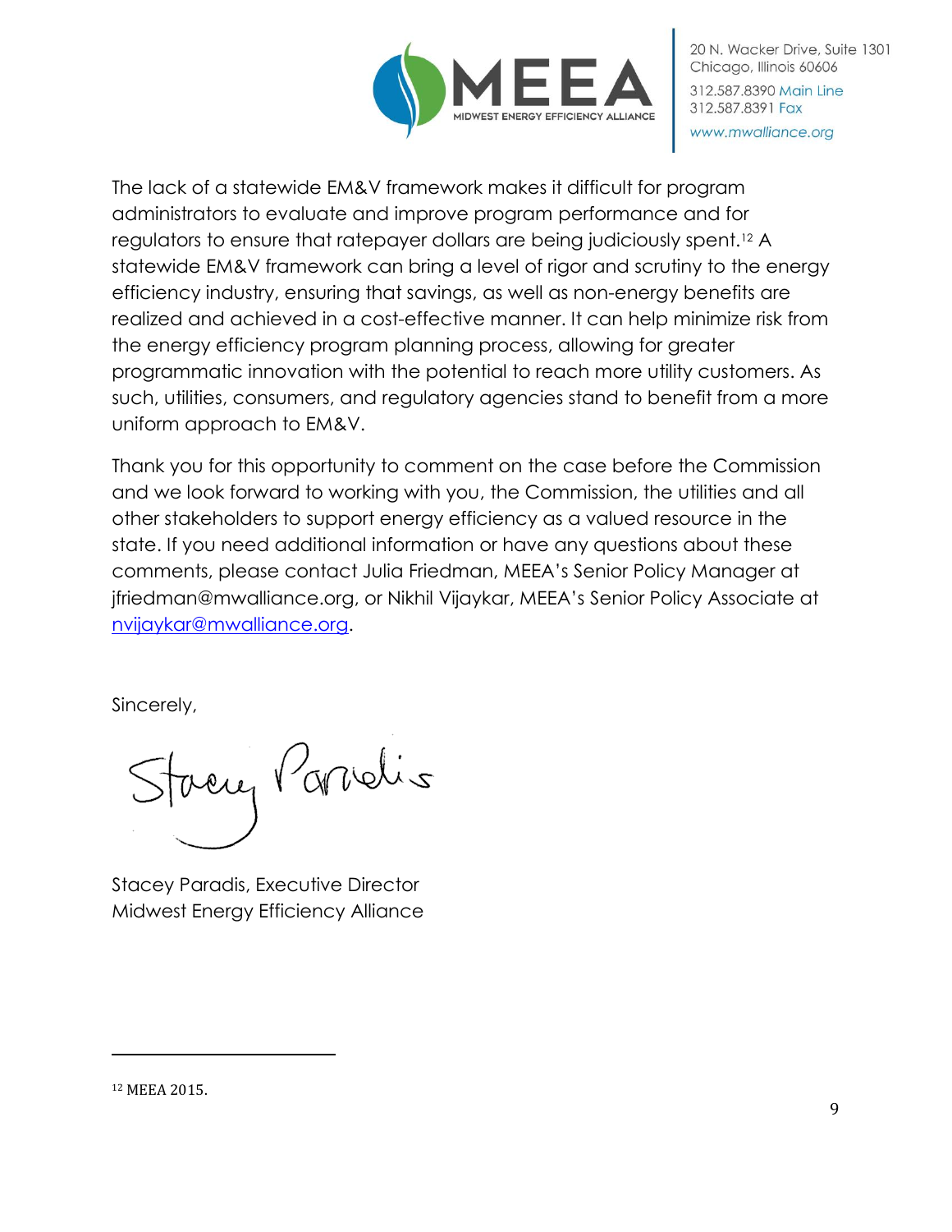The lack of a statewide EM&V framework makes it difficult for program administrators to evaluate and improve program performance and for regulators to ensure that ratepayer dollars are being judiciously spent.[12] A statewide EM&V framework can bring a level of rigor and scrutiny to the energy efficiency industry, ensuring that savings, as well as non-energy benefits are realized and achieved in a cost-effective manner. It can help minimize risk from the energy efficiency program planning process, allowing for greater programmatic innovation with the potential to reach more utility customers. As such, utilities, consumers, and regulatory agencies stand to benefit from a more uniform approach to EM&V.

Thank you for this opportunity to comment on the case before the Commission and we look forward to working with you, the Commission, the utilities and all other stakeholders to support energy efficiency as a valued resource in the state. If you need additional information or have any questions about these comments, please contact Julia Friedman, MEEA's Senior Policy Manager at jfriedman@mwalliance.org, or Nikhil Vijaykar, MEEA's Senior Policy Associate at nvijaykar@mwalliance.org.

Sincerely,

Stacey Paradis, Executive Director
Midwest Energy Efficiency Alliance

---

[12] MEEA 2015.